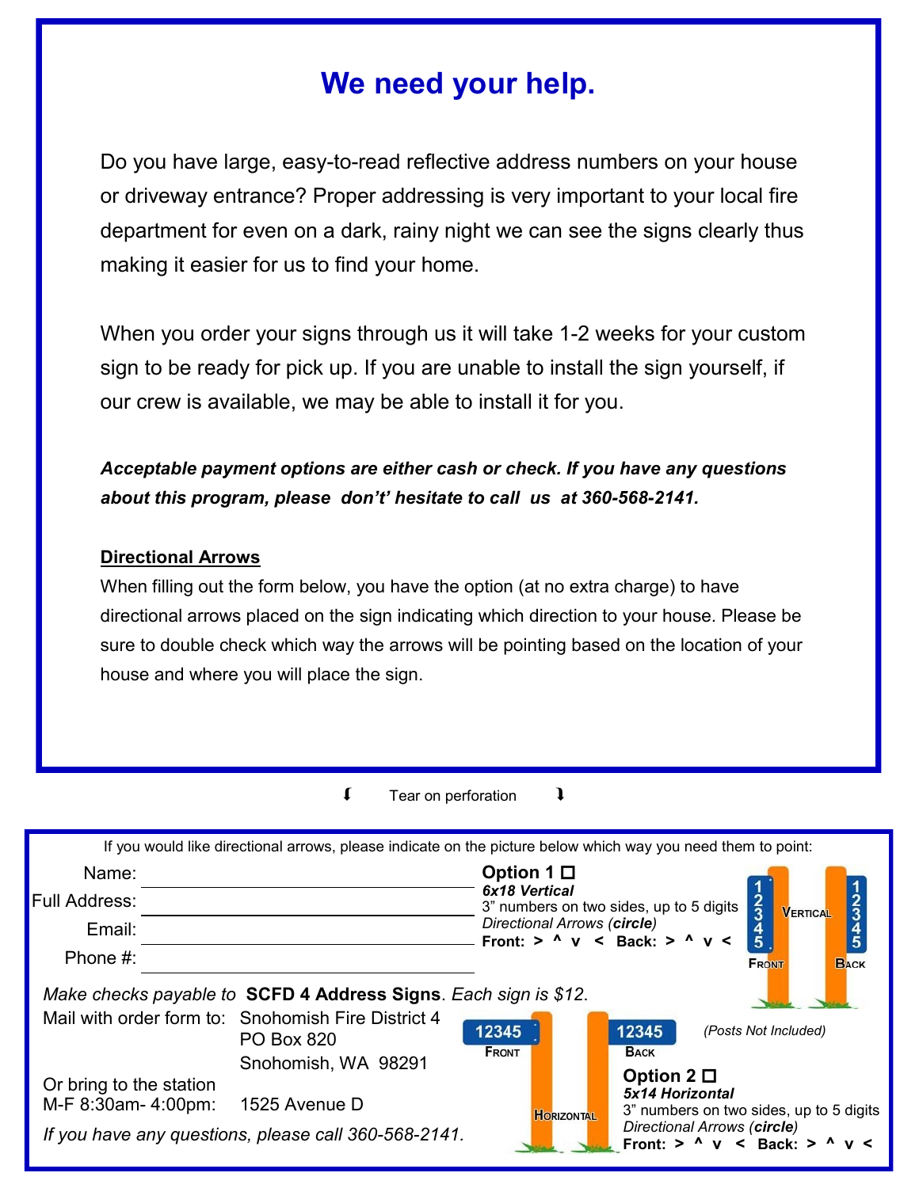# We need your help.

Do you have large, easy-to-read reflective address numbers on your house or driveway entrance? Proper addressing is very important to your local fire department for even on a dark, rainy night we can see the signs clearly thus making it easier for us to find your home.

When you order your signs through us it will take 1-2 weeks for your custom sign to be ready for pick up. If you are unable to install the sign yourself, if our crew is available, we may be able to install it for you.

***Acceptable payment options are either cash or check. If you have any questions about this program, please don't' hesitate to call us at 360-568-2141.***

**Directional Arrows**

When filling out the form below, you have the option (at no extra charge) to have directional arrows placed on the sign indicating which direction to your house. Please be sure to double check which way the arrows will be pointing based on the location of your house and where you will place the sign.

Tear on perforation

---

If you would like directional arrows, please indicate on the picture below which way you need them to point:

Name: ____________________

Full Address: ____________________

Email: ____________________

Phone #: ____________________

**Option 1** ☐
***6x18 Vertical***
3" numbers on two sides, up to 5 digits
*Directional Arrows (**circle**)*
**Front: > ^ v < Back: > ^ v <**

1 2 3 4 5 FRONT
VERTICAL
1 2 3 4 5 BACK

*Make checks payable to* **SCFD 4 Address Signs**. *Each sign is $12*.

Mail with order form to: Snohomish Fire District 4
PO Box 820
Snohomish, WA 98291

Or bring to the station
M-F 8:30am- 4:00pm: 1525 Avenue D

*If you have any questions, please call 360-568-2141.*

12345 FRONT
HORIZONTAL
12345 BACK

*(Posts Not Included)*

**Option 2** ☐
***5x14 Horizontal***
3" numbers on two sides, up to 5 digits
*Directional Arrows (**circle**)*
**Front: > ^ v < Back: > ^ v <**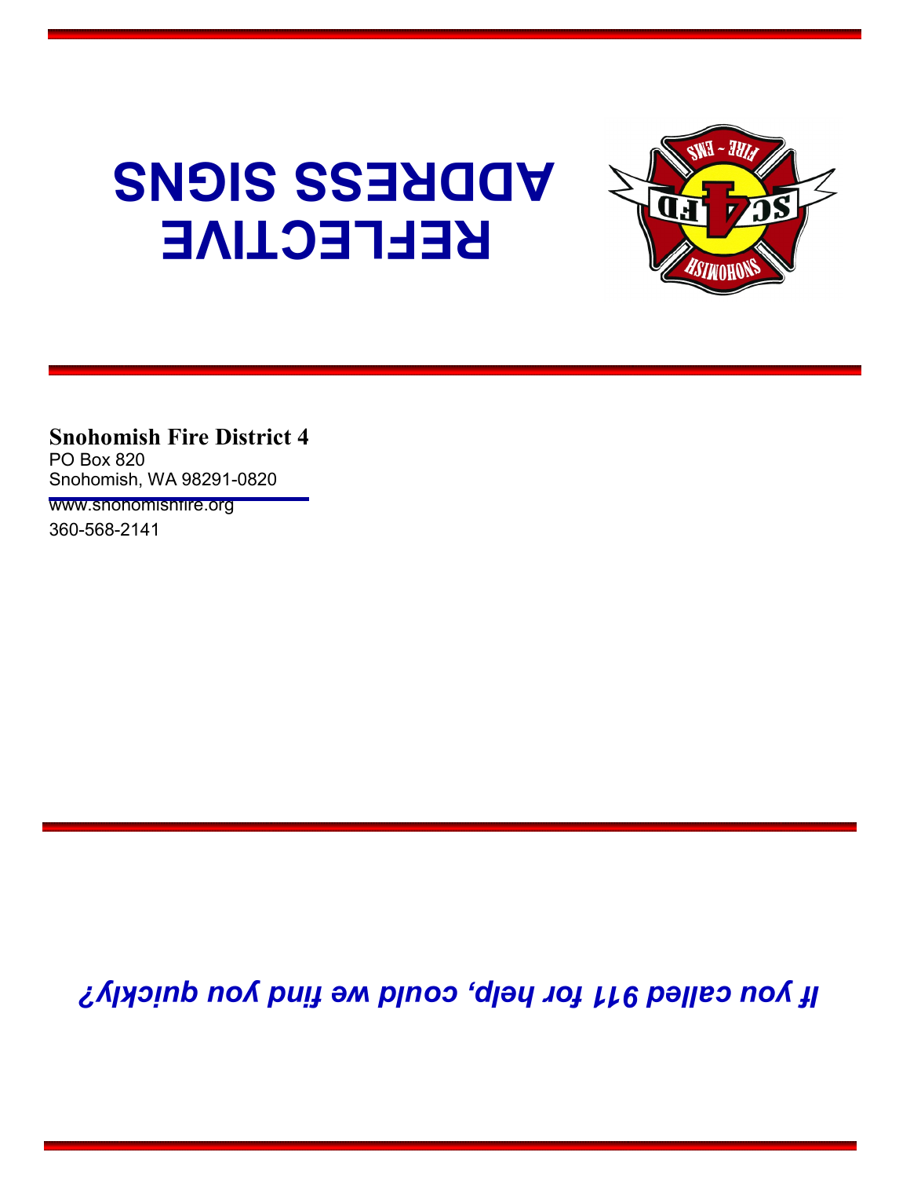# REFLECTIVE ADDRESS SIGNS

**Snohomish Fire District 4**
PO Box 820
Snohomish, WA 98291-0820
www.snohomishfire.org
360-568-2141

***If you called 911 for help, could we find you quickly?***